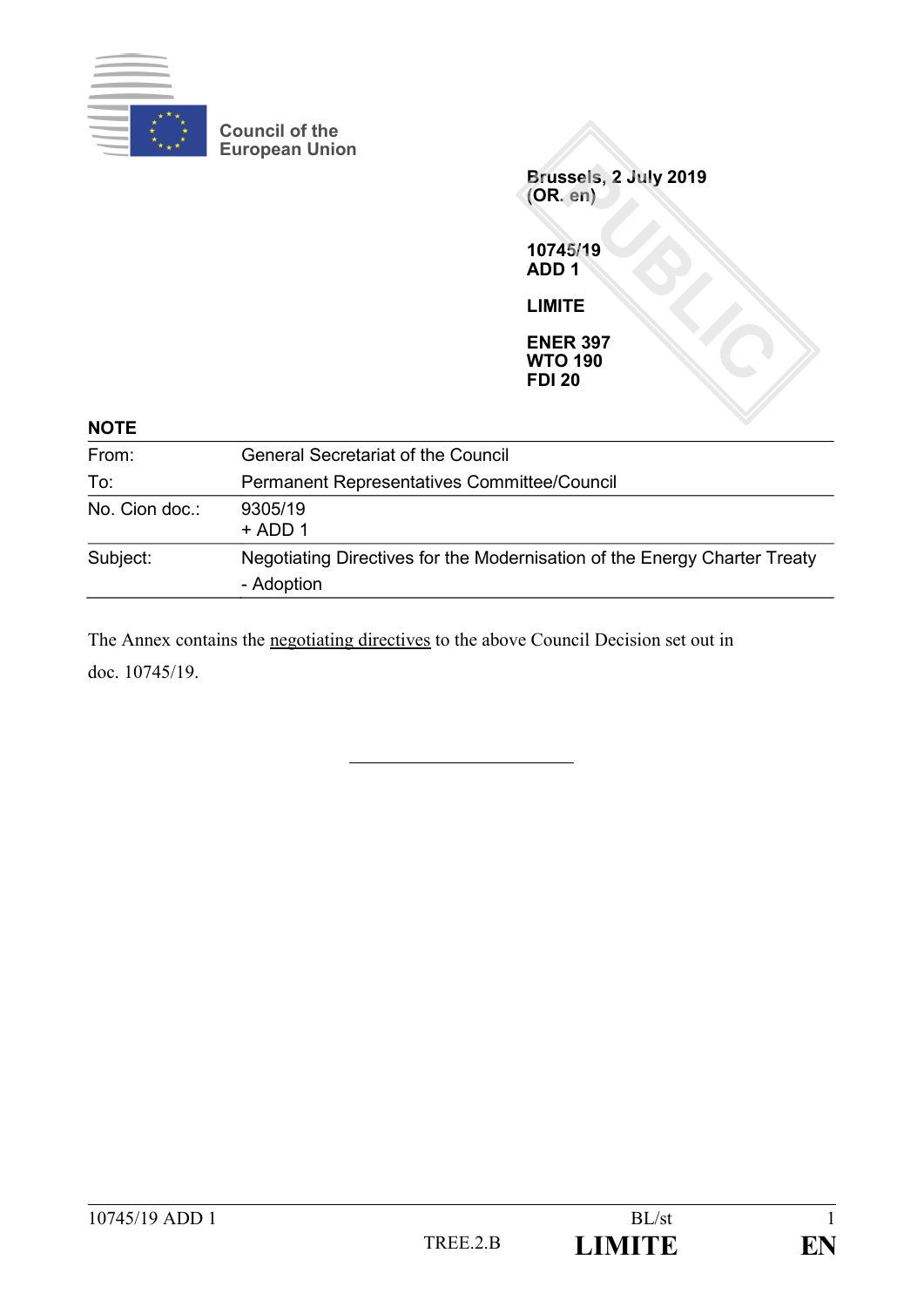Council of the European Union

**Brussels, 2 July 2019**
**(OR. en)**

**10745/19**
**ADD 1**

**LIMITE**

**ENER 397**
**WTO 190**
**FDI 20**

PUBLIC

**NOTE**

| | |
|---|---|
| From: | General Secretariat of the Council |
| To: | Permanent Representatives Committee/Council |
| No. Cion doc.: | 9305/19 + ADD 1 |
| Subject: | Negotiating Directives for the Modernisation of the Energy Charter Treaty - Adoption |

The Annex contains the negotiating directives to the above Council Decision set out in doc. 10745/19.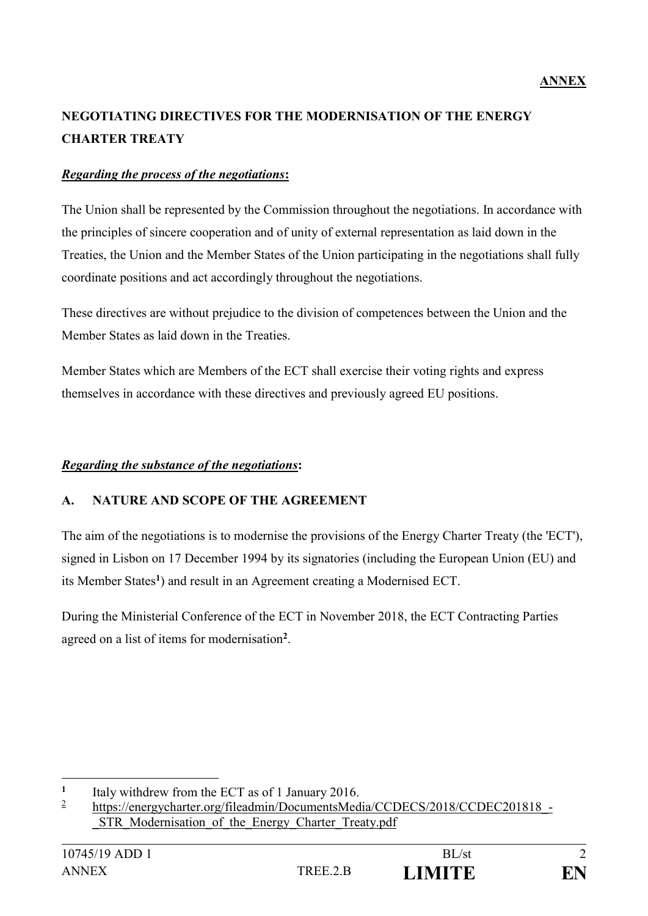**ANNEX**

**NEGOTIATING DIRECTIVES FOR THE MODERNISATION OF THE ENERGY CHARTER TREATY**

***Regarding the process of the negotiations*:**

The Union shall be represented by the Commission throughout the negotiations. In accordance with the principles of sincere cooperation and of unity of external representation as laid down in the Treaties, the Union and the Member States of the Union participating in the negotiations shall fully coordinate positions and act accordingly throughout the negotiations.

These directives are without prejudice to the division of competences between the Union and the Member States as laid down in the Treaties.

Member States which are Members of the ECT shall exercise their voting rights and express themselves in accordance with these directives and previously agreed EU positions.

***Regarding the substance of the negotiations*:**

**A. NATURE AND SCOPE OF THE AGREEMENT**

The aim of the negotiations is to modernise the provisions of the Energy Charter Treaty (the 'ECT'), signed in Lisbon on 17 December 1994 by its signatories (including the European Union (EU) and its Member States[1]) and result in an Agreement creating a Modernised ECT.

During the Ministerial Conference of the ECT in November 2018, the ECT Contracting Parties agreed on a list of items for modernisation[2].

---

[1] Italy withdrew from the ECT as of 1 January 2016.

[2] https://energycharter.org/fileadmin/DocumentsMedia/CCDECS/2018/CCDEC201818_-_STR_Modernisation_of_the_Energy_Charter_Treaty.pdf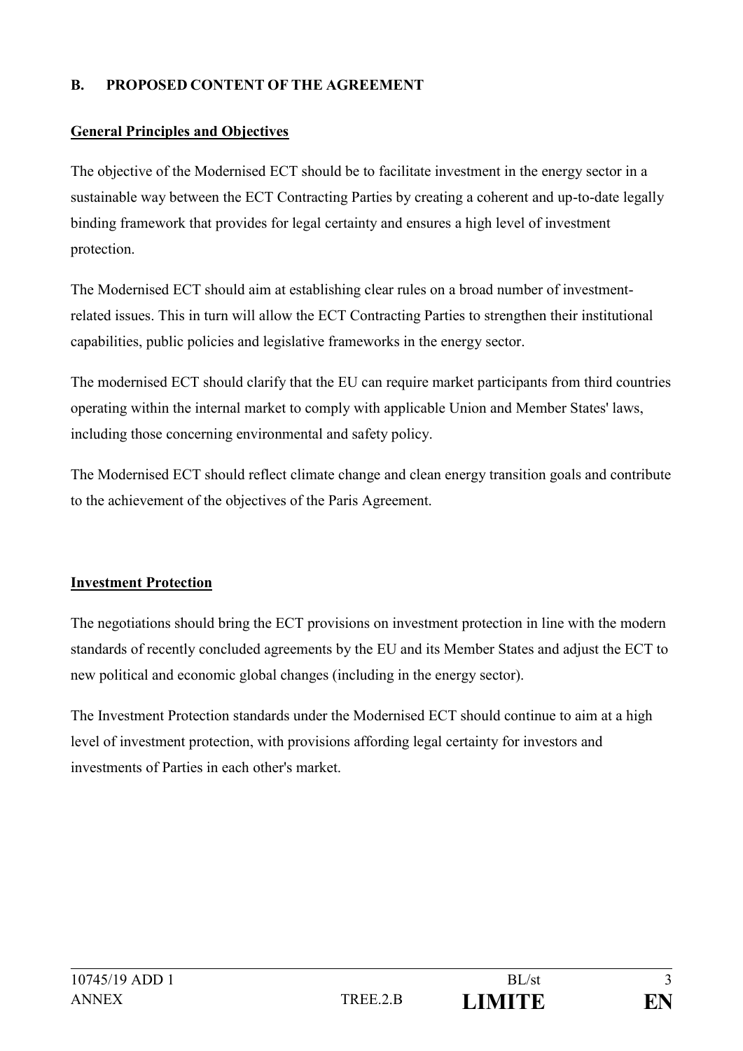## B. PROPOSED CONTENT OF THE AGREEMENT

### General Principles and Objectives

The objective of the Modernised ECT should be to facilitate investment in the energy sector in a sustainable way between the ECT Contracting Parties by creating a coherent and up-to-date legally binding framework that provides for legal certainty and ensures a high level of investment protection.

The Modernised ECT should aim at establishing clear rules on a broad number of investment-related issues. This in turn will allow the ECT Contracting Parties to strengthen their institutional capabilities, public policies and legislative frameworks in the energy sector.

The modernised ECT should clarify that the EU can require market participants from third countries operating within the internal market to comply with applicable Union and Member States' laws, including those concerning environmental and safety policy.

The Modernised ECT should reflect climate change and clean energy transition goals and contribute to the achievement of the objectives of the Paris Agreement.

### Investment Protection

The negotiations should bring the ECT provisions on investment protection in line with the modern standards of recently concluded agreements by the EU and its Member States and adjust the ECT to new political and economic global changes (including in the energy sector).

The Investment Protection standards under the Modernised ECT should continue to aim at a high level of investment protection, with provisions affording legal certainty for investors and investments of Parties in each other's market.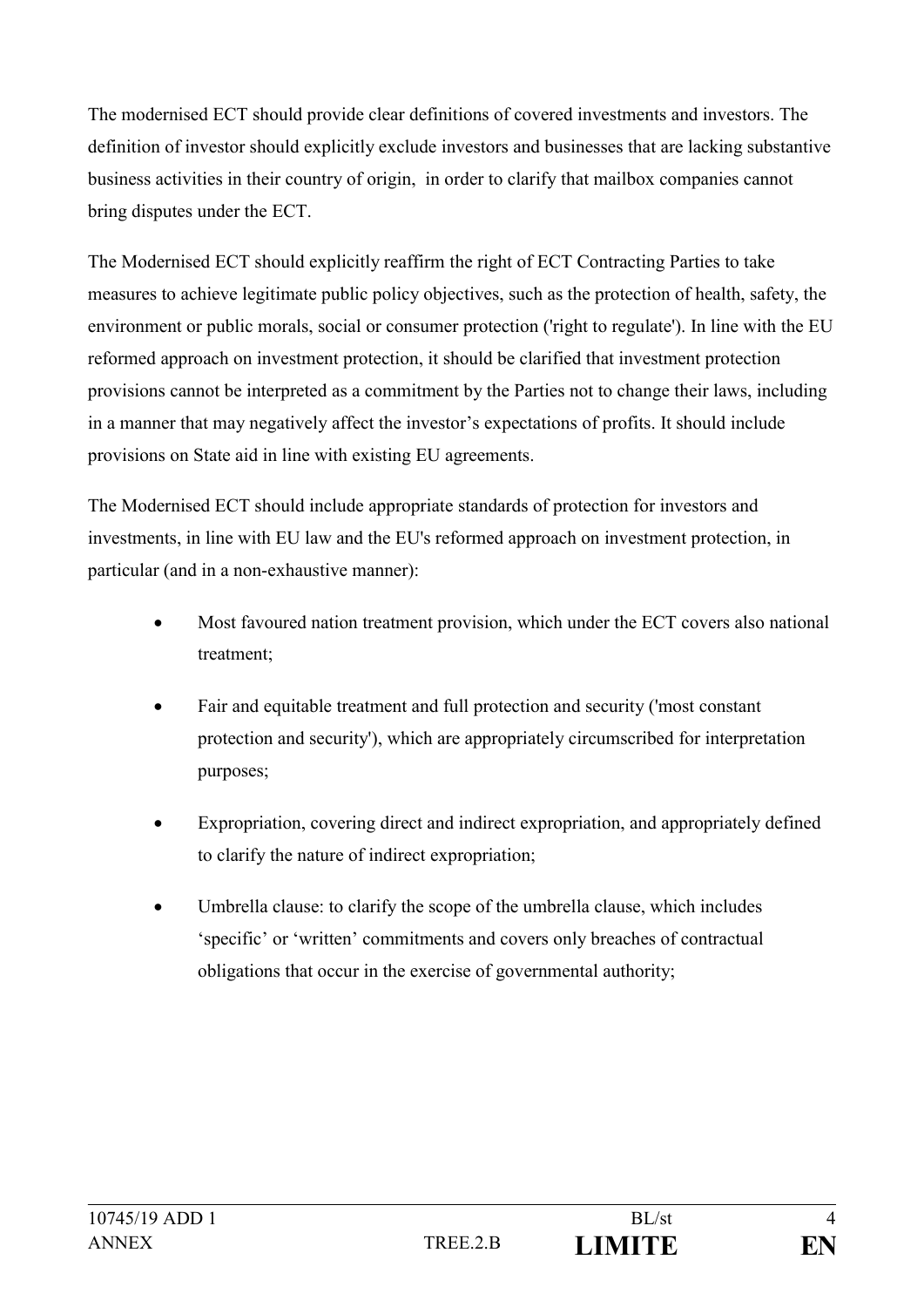The modernised ECT should provide clear definitions of covered investments and investors. The definition of investor should explicitly exclude investors and businesses that are lacking substantive business activities in their country of origin, in order to clarify that mailbox companies cannot bring disputes under the ECT.

The Modernised ECT should explicitly reaffirm the right of ECT Contracting Parties to take measures to achieve legitimate public policy objectives, such as the protection of health, safety, the environment or public morals, social or consumer protection ('right to regulate'). In line with the EU reformed approach on investment protection, it should be clarified that investment protection provisions cannot be interpreted as a commitment by the Parties not to change their laws, including in a manner that may negatively affect the investor's expectations of profits. It should include provisions on State aid in line with existing EU agreements.

The Modernised ECT should include appropriate standards of protection for investors and investments, in line with EU law and the EU's reformed approach on investment protection, in particular (and in a non-exhaustive manner):

- Most favoured nation treatment provision, which under the ECT covers also national treatment;
- Fair and equitable treatment and full protection and security ('most constant protection and security'), which are appropriately circumscribed for interpretation purposes;
- Expropriation, covering direct and indirect expropriation, and appropriately defined to clarify the nature of indirect expropriation;
- Umbrella clause: to clarify the scope of the umbrella clause, which includes 'specific' or 'written' commitments and covers only breaches of contractual obligations that occur in the exercise of governmental authority;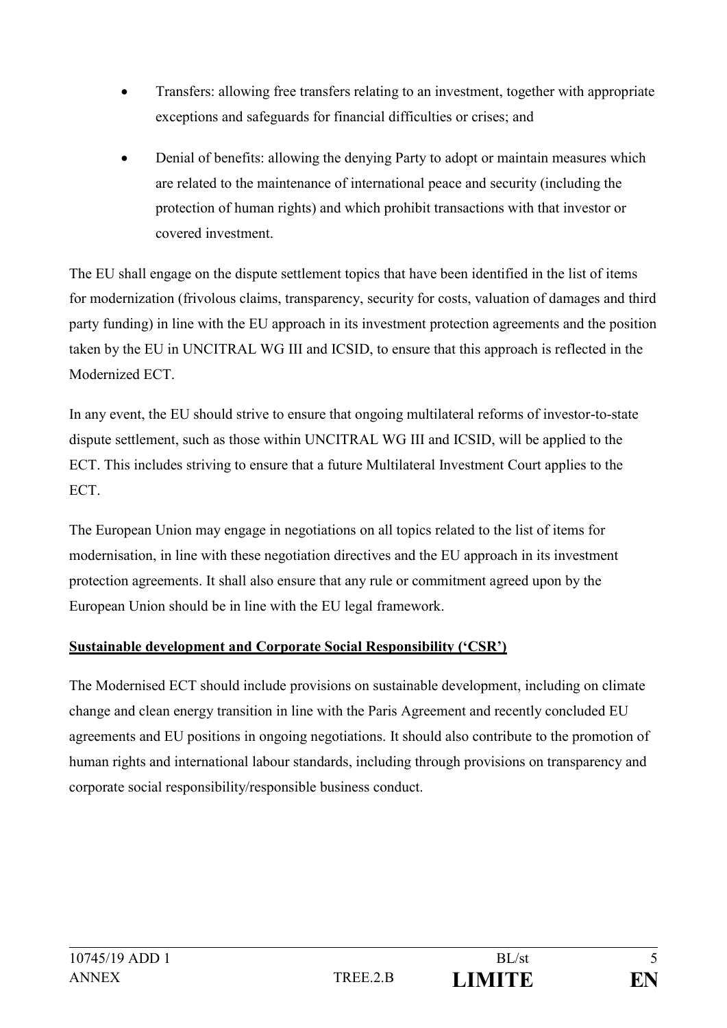- Transfers: allowing free transfers relating to an investment, together with appropriate exceptions and safeguards for financial difficulties or crises; and
- Denial of benefits: allowing the denying Party to adopt or maintain measures which are related to the maintenance of international peace and security (including the protection of human rights) and which prohibit transactions with that investor or covered investment.

The EU shall engage on the dispute settlement topics that have been identified in the list of items for modernization (frivolous claims, transparency, security for costs, valuation of damages and third party funding) in line with the EU approach in its investment protection agreements and the position taken by the EU in UNCITRAL WG III and ICSID, to ensure that this approach is reflected in the Modernized ECT.

In any event, the EU should strive to ensure that ongoing multilateral reforms of investor-to-state dispute settlement, such as those within UNCITRAL WG III and ICSID, will be applied to the ECT. This includes striving to ensure that a future Multilateral Investment Court applies to the ECT.

The European Union may engage in negotiations on all topics related to the list of items for modernisation, in line with these negotiation directives and the EU approach in its investment protection agreements. It shall also ensure that any rule or commitment agreed upon by the European Union should be in line with the EU legal framework.

**Sustainable development and Corporate Social Responsibility ('CSR')**

The Modernised ECT should include provisions on sustainable development, including on climate change and clean energy transition in line with the Paris Agreement and recently concluded EU agreements and EU positions in ongoing negotiations. It should also contribute to the promotion of human rights and international labour standards, including through provisions on transparency and corporate social responsibility/responsible business conduct.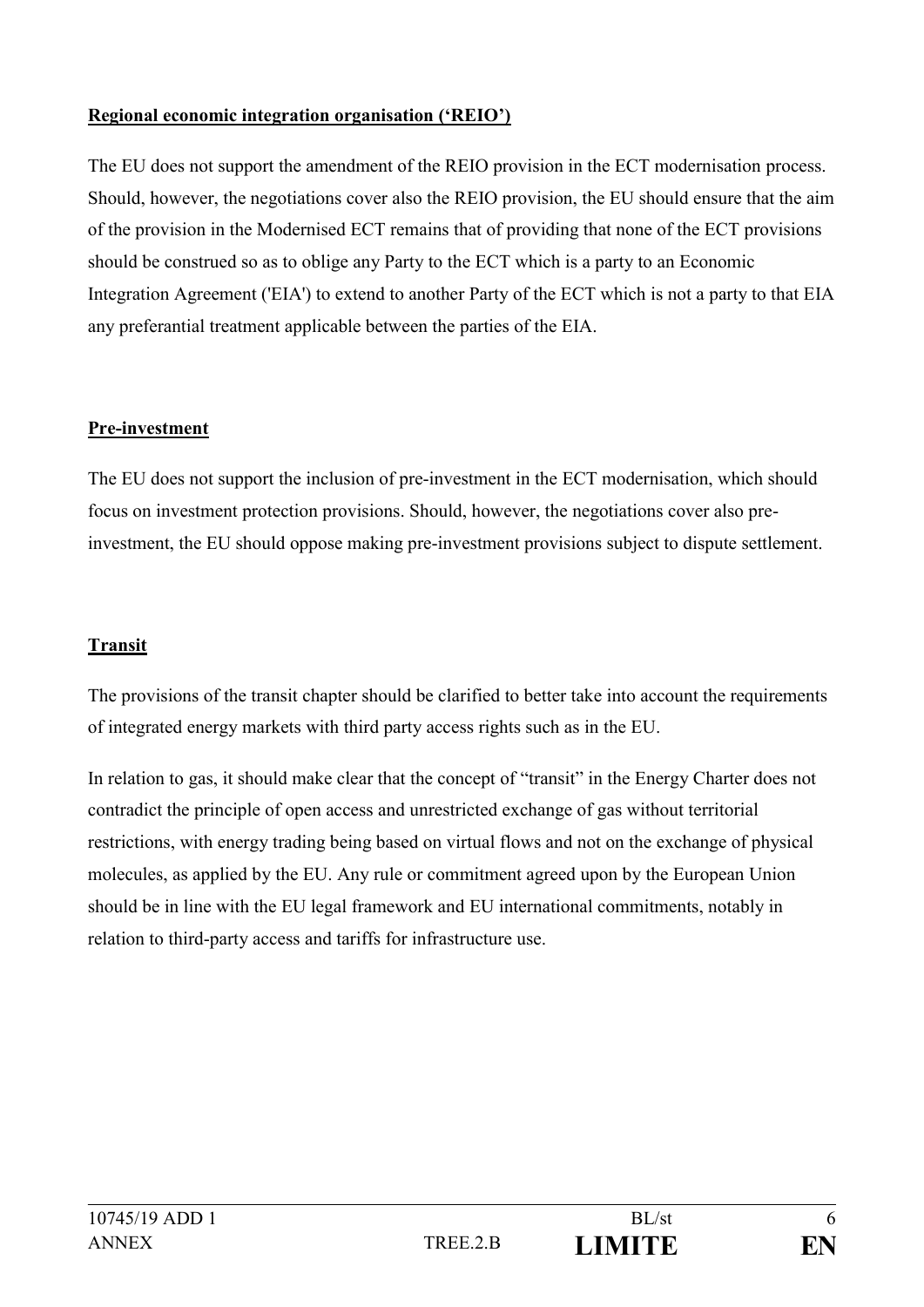**Regional economic integration organisation ('REIO')**

The EU does not support the amendment of the REIO provision in the ECT modernisation process. Should, however, the negotiations cover also the REIO provision, the EU should ensure that the aim of the provision in the Modernised ECT remains that of providing that none of the ECT provisions should be construed so as to oblige any Party to the ECT which is a party to an Economic Integration Agreement ('EIA') to extend to another Party of the ECT which is not a party to that EIA any preferantial treatment applicable between the parties of the EIA.

**Pre-investment**

The EU does not support the inclusion of pre-investment in the ECT modernisation, which should focus on investment protection provisions. Should, however, the negotiations cover also pre-investment, the EU should oppose making pre-investment provisions subject to dispute settlement.

**Transit**

The provisions of the transit chapter should be clarified to better take into account the requirements of integrated energy markets with third party access rights such as in the EU.

In relation to gas, it should make clear that the concept of "transit" in the Energy Charter does not contradict the principle of open access and unrestricted exchange of gas without territorial restrictions, with energy trading being based on virtual flows and not on the exchange of physical molecules, as applied by the EU. Any rule or commitment agreed upon by the European Union should be in line with the EU legal framework and EU international commitments, notably in relation to third-party access and tariffs for infrastructure use.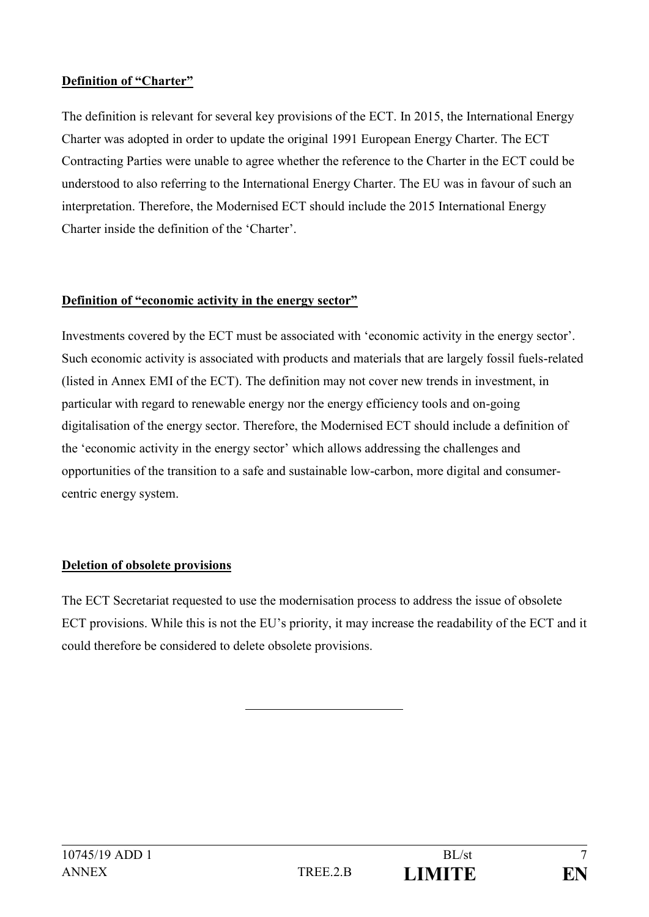**Definition of "Charter"**

The definition is relevant for several key provisions of the ECT. In 2015, the International Energy Charter was adopted in order to update the original 1991 European Energy Charter. The ECT Contracting Parties were unable to agree whether the reference to the Charter in the ECT could be understood to also referring to the International Energy Charter. The EU was in favour of such an interpretation. Therefore, the Modernised ECT should include the 2015 International Energy Charter inside the definition of the 'Charter'.

**Definition of "economic activity in the energy sector"**

Investments covered by the ECT must be associated with 'economic activity in the energy sector'. Such economic activity is associated with products and materials that are largely fossil fuels-related (listed in Annex EMI of the ECT). The definition may not cover new trends in investment, in particular with regard to renewable energy nor the energy efficiency tools and on-going digitalisation of the energy sector. Therefore, the Modernised ECT should include a definition of the 'economic activity in the energy sector' which allows addressing the challenges and opportunities of the transition to a safe and sustainable low-carbon, more digital and consumer-centric energy system.

**Deletion of obsolete provisions**

The ECT Secretariat requested to use the modernisation process to address the issue of obsolete ECT provisions. While this is not the EU's priority, it may increase the readability of the ECT and it could therefore be considered to delete obsolete provisions.

---